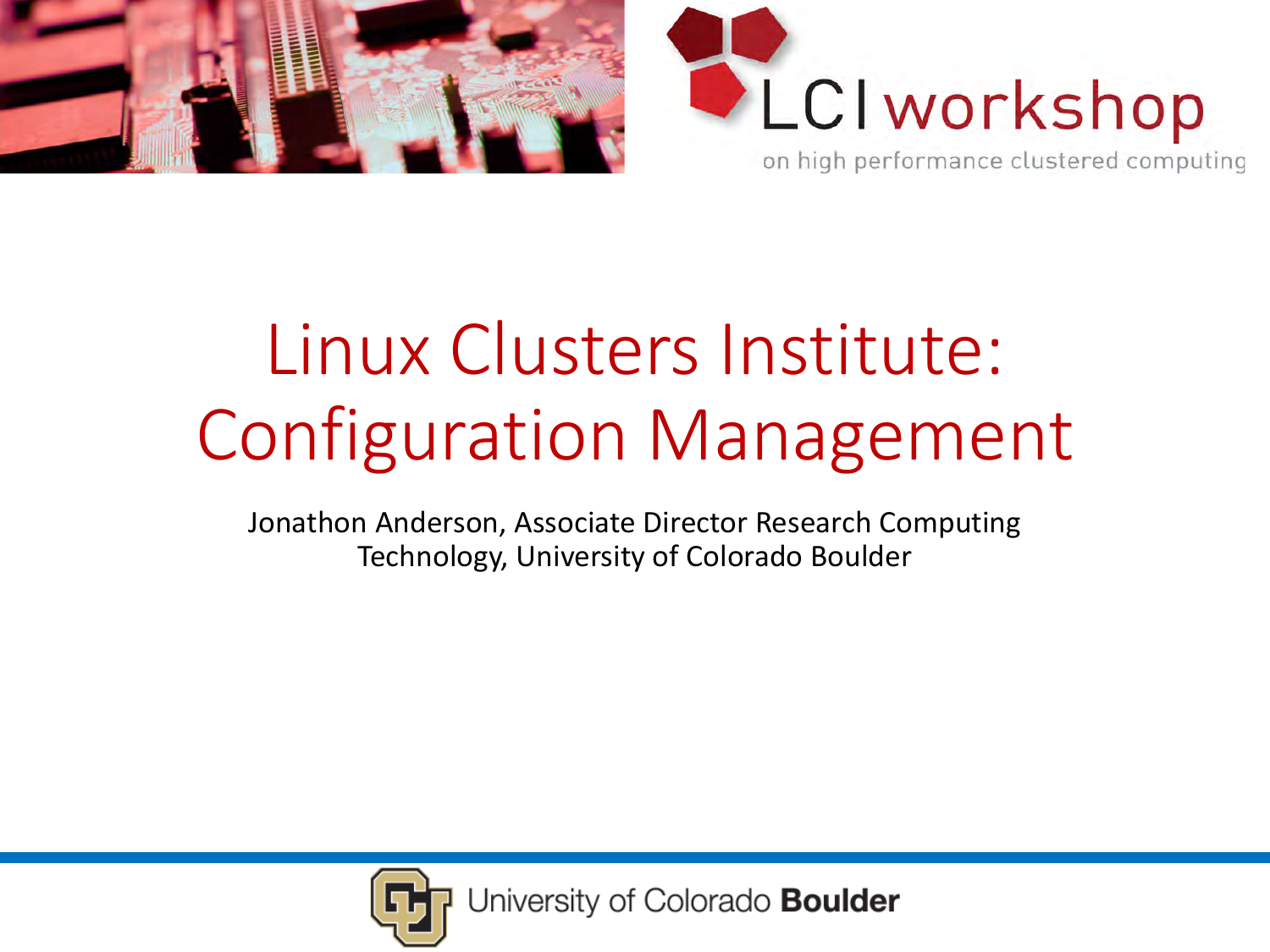LCI workshop

on high performance clustered computing

# Linux Clusters Institute: Configuration Management

Jonathon Anderson, Associate Director Research Computing Technology, University of Colorado Boulder

University of Colorado **Boulder**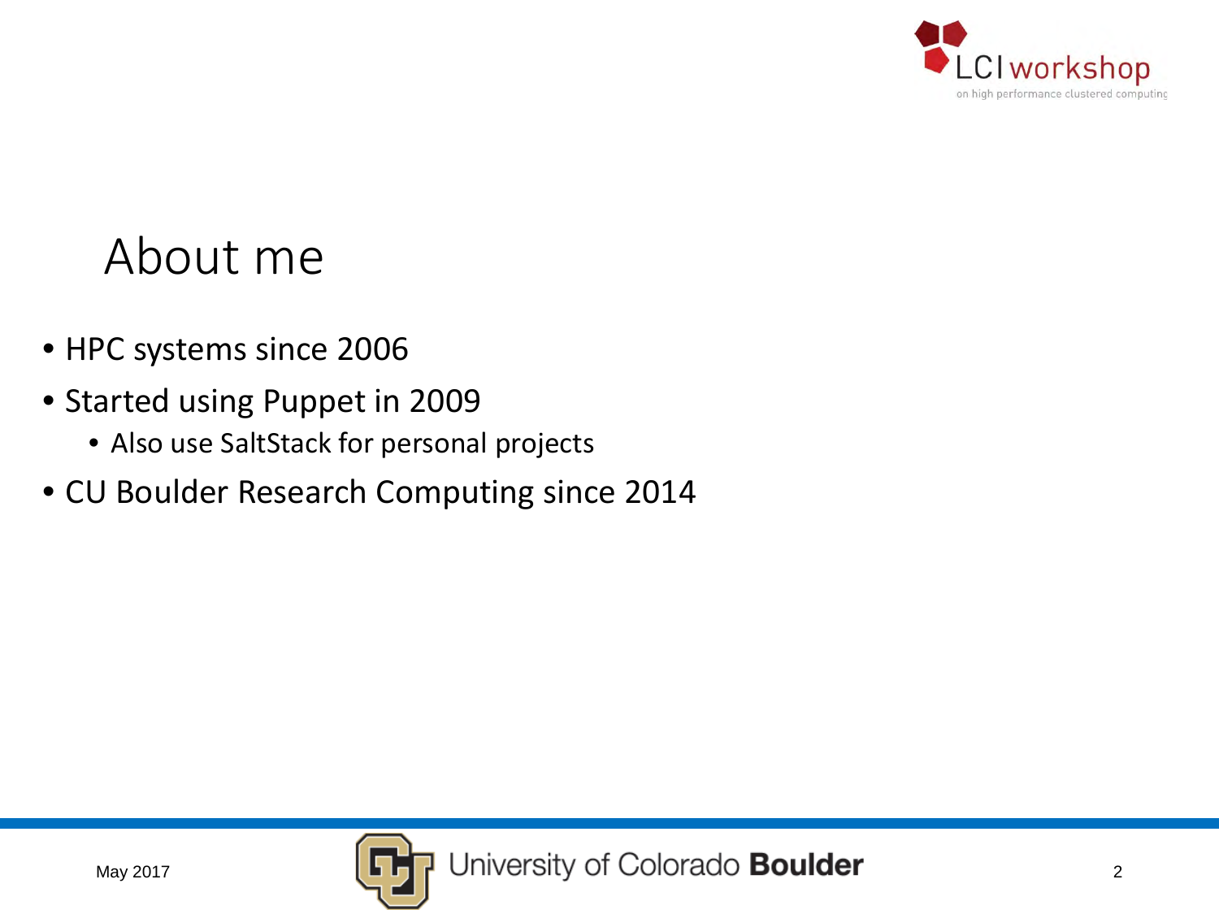# About me

- HPC systems since 2006
- Started using Puppet in 2009
  - Also use SaltStack for personal projects
- CU Boulder Research Computing since 2014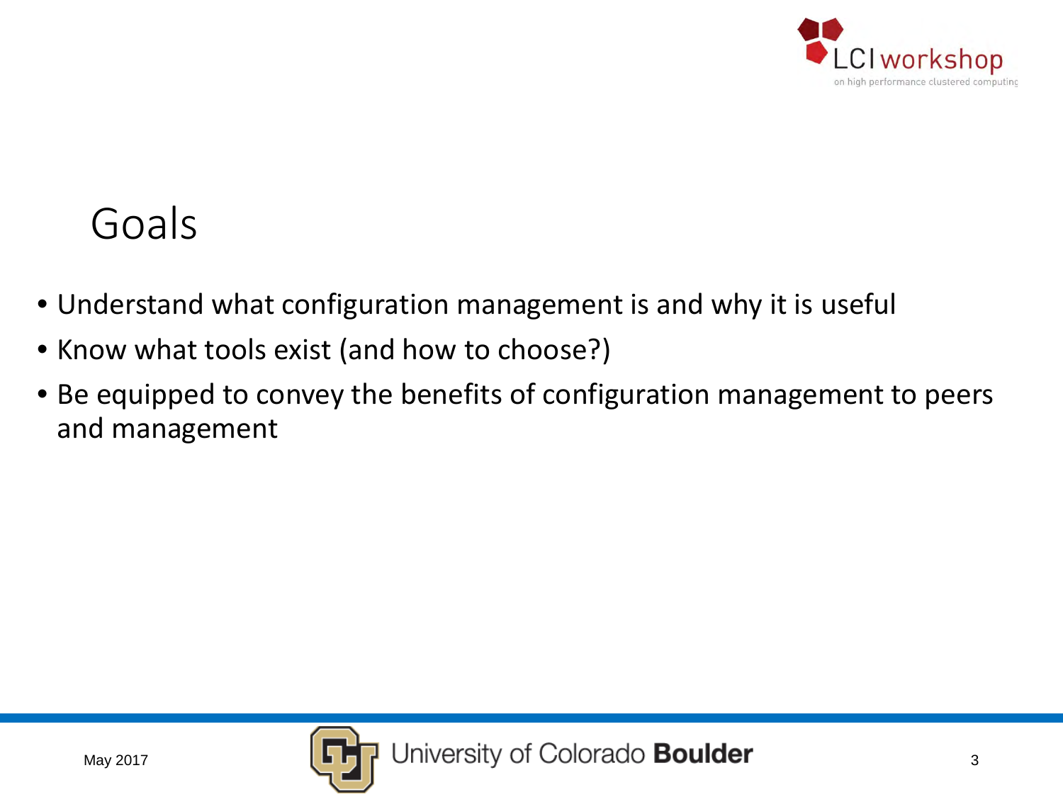# Goals

- Understand what configuration management is and why it is useful
- Know what tools exist (and how to choose?)
- Be equipped to convey the benefits of configuration management to peers and management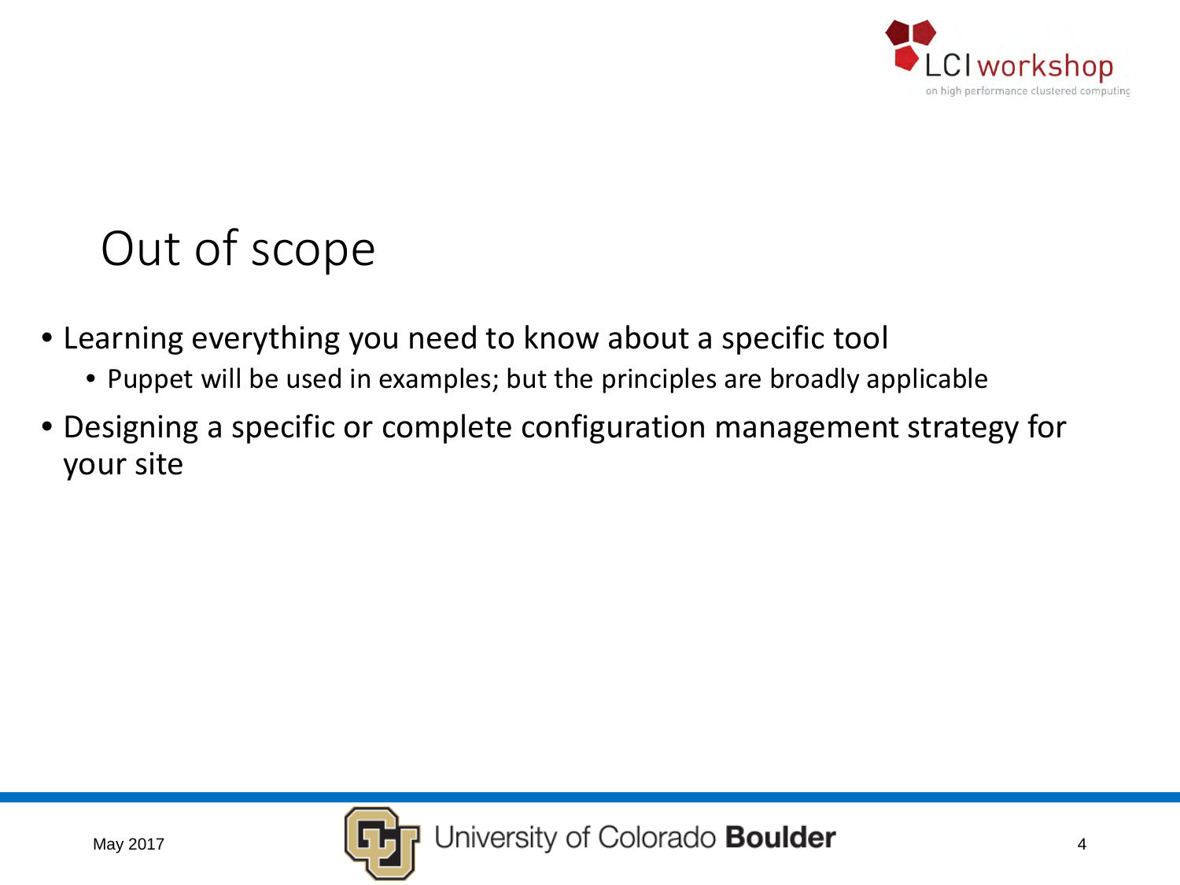# Out of scope

- Learning everything you need to know about a specific tool
  - Puppet will be used in examples; but the principles are broadly applicable
- Designing a specific or complete configuration management strategy for your site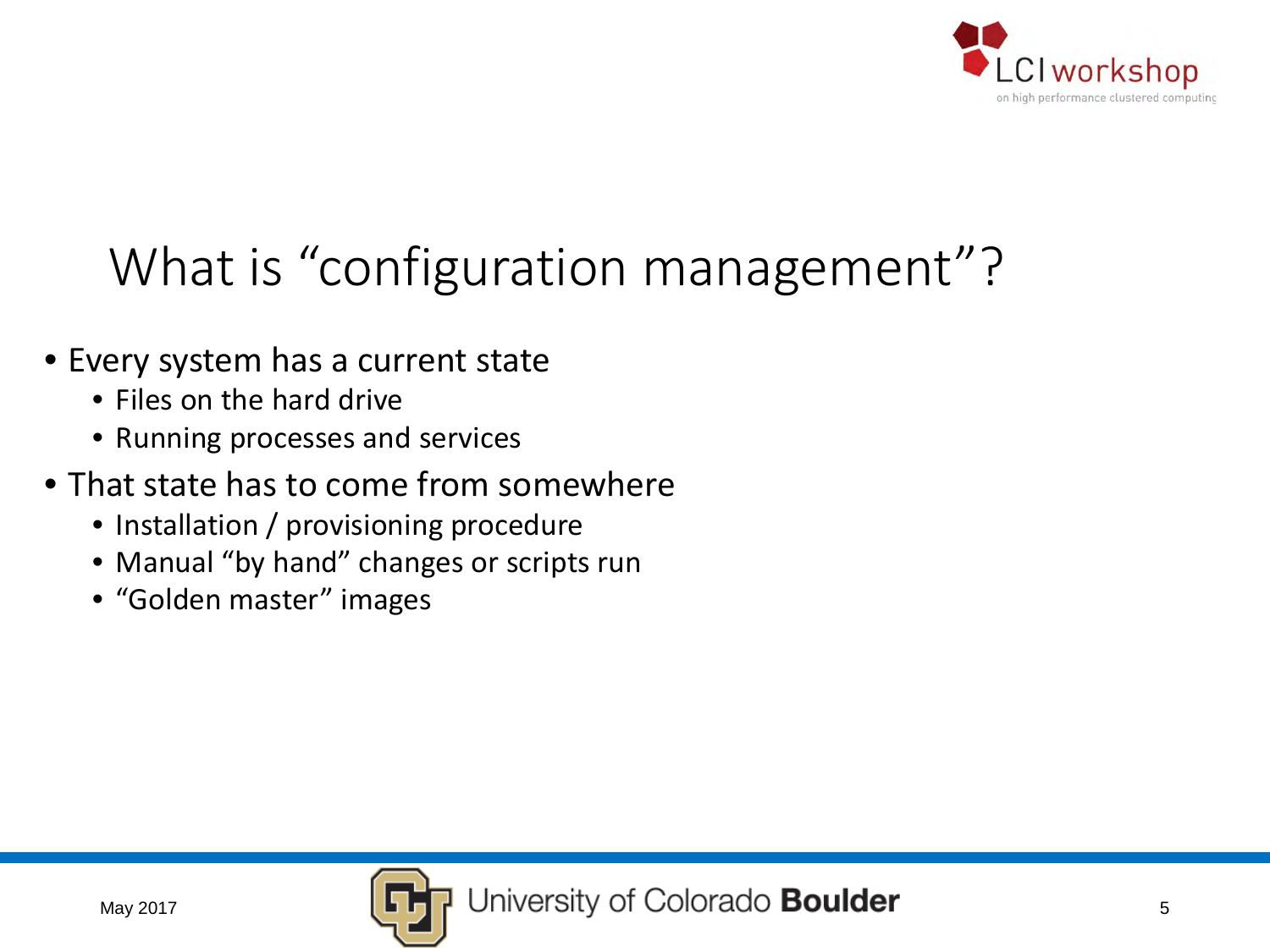# What is “configuration management”?

- Every system has a current state
  - Files on the hard drive
  - Running processes and services
- That state has to come from somewhere
  - Installation / provisioning procedure
  - Manual “by hand” changes or scripts run
  - “Golden master” images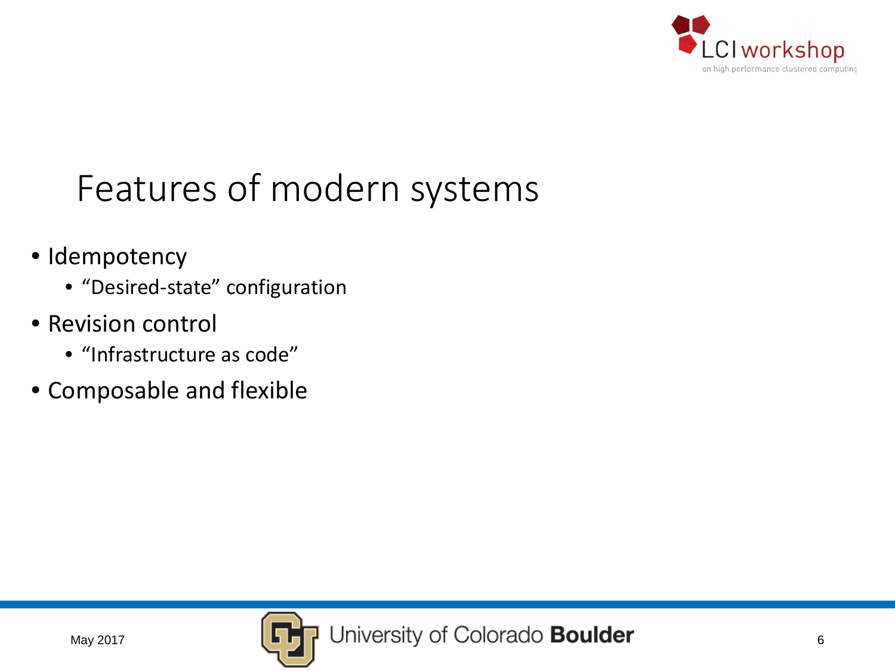# Features of modern systems

- Idempotency
  - “Desired-state” configuration
- Revision control
  - “Infrastructure as code”
- Composable and flexible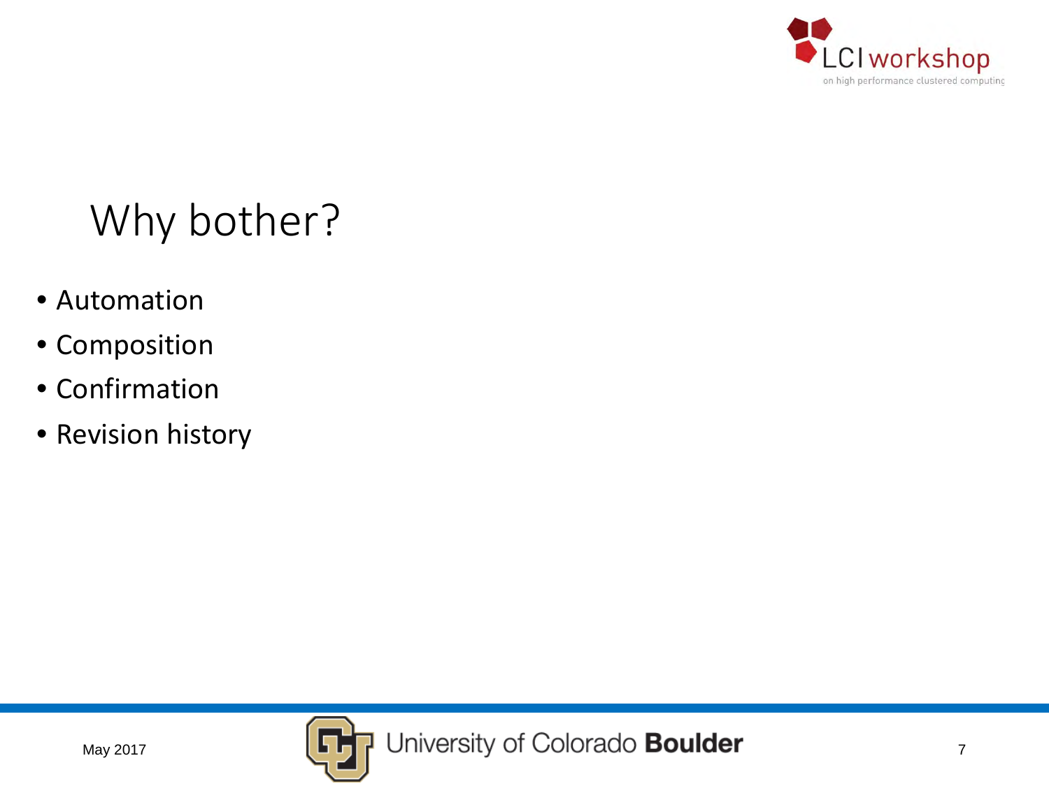# Why bother?

- Automation
- Composition
- Confirmation
- Revision history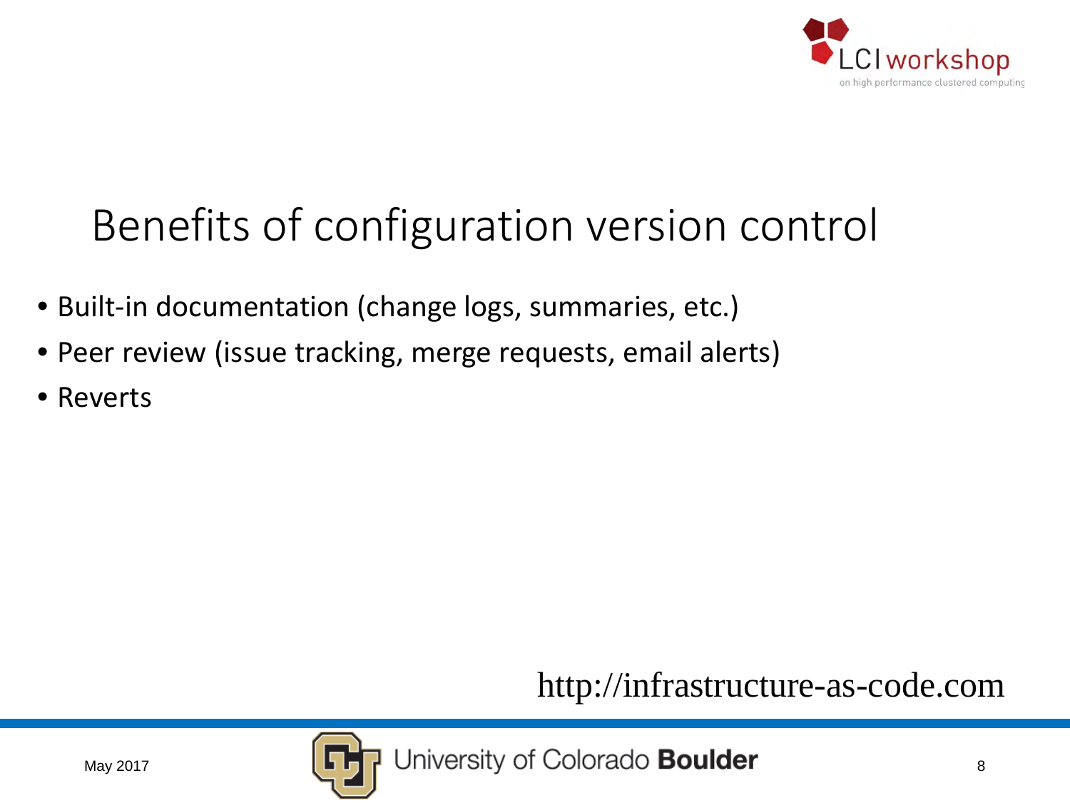# Benefits of configuration version control

- Built-in documentation (change logs, summaries, etc.)
- Peer review (issue tracking, merge requests, email alerts)
- Reverts

http://infrastructure-as-code.com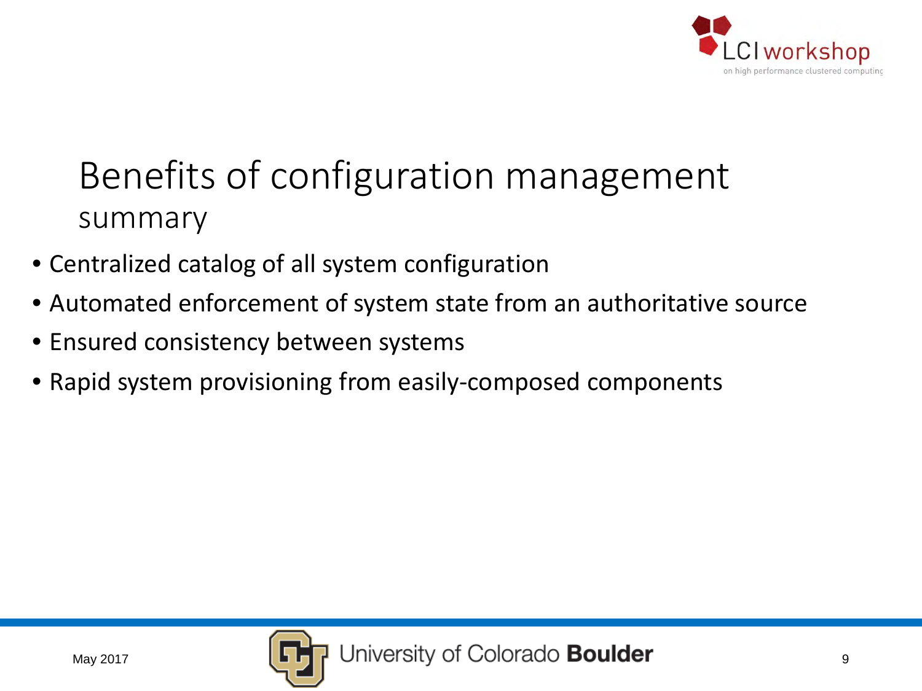# Benefits of configuration management

## summary

- Centralized catalog of all system configuration
- Automated enforcement of system state from an authoritative source
- Ensured consistency between systems
- Rapid system provisioning from easily-composed components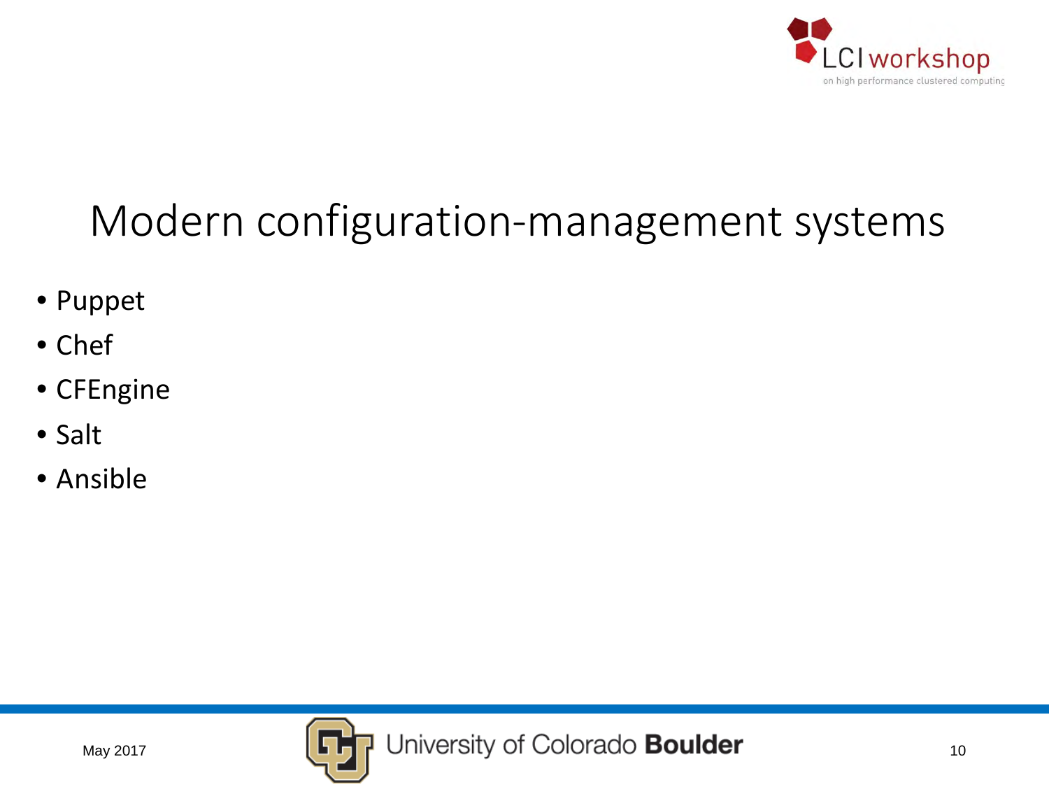# Modern configuration-management systems

- Puppet
- Chef
- CFEngine
- Salt
- Ansible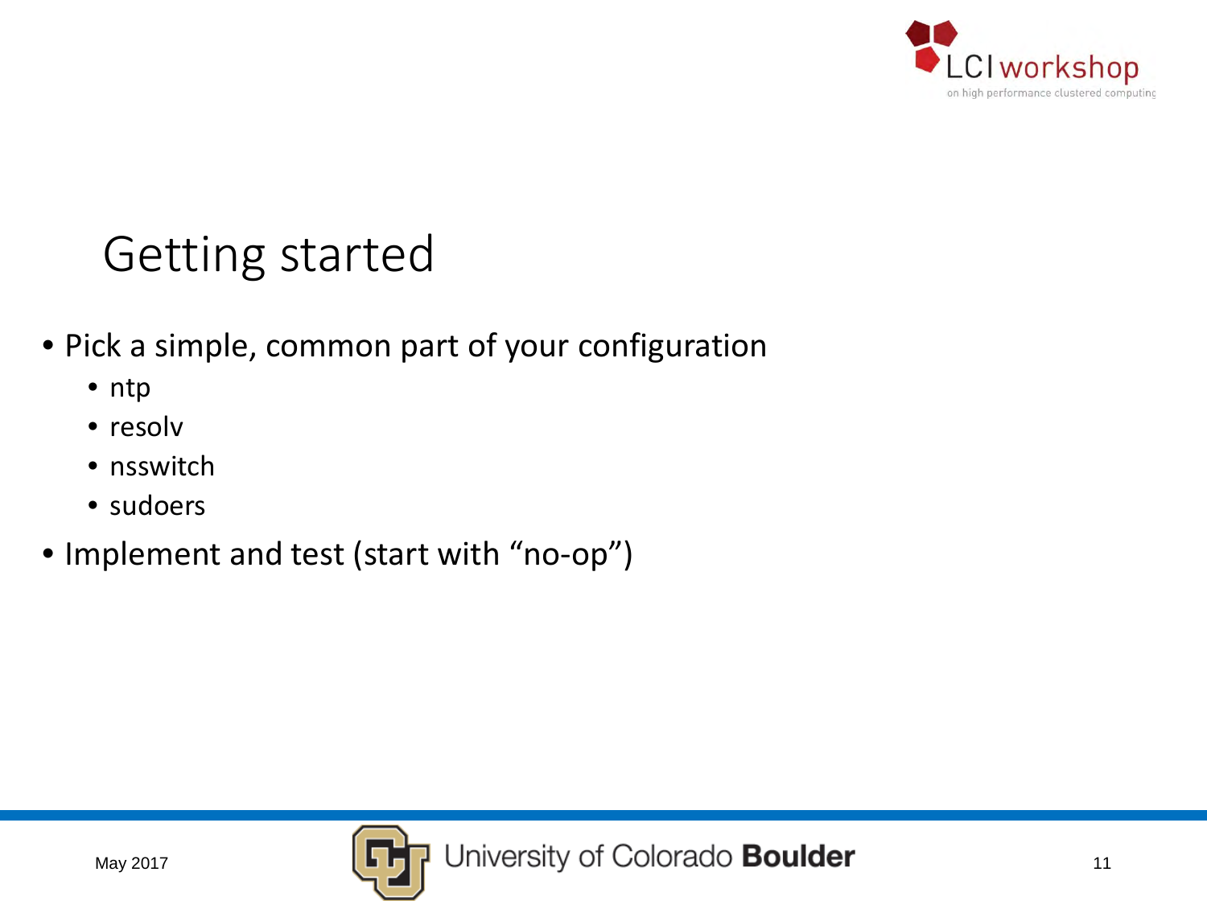# Getting started

- Pick a simple, common part of your configuration
  - ntp
  - resolv
  - nsswitch
  - sudoers
- Implement and test (start with “no-op”)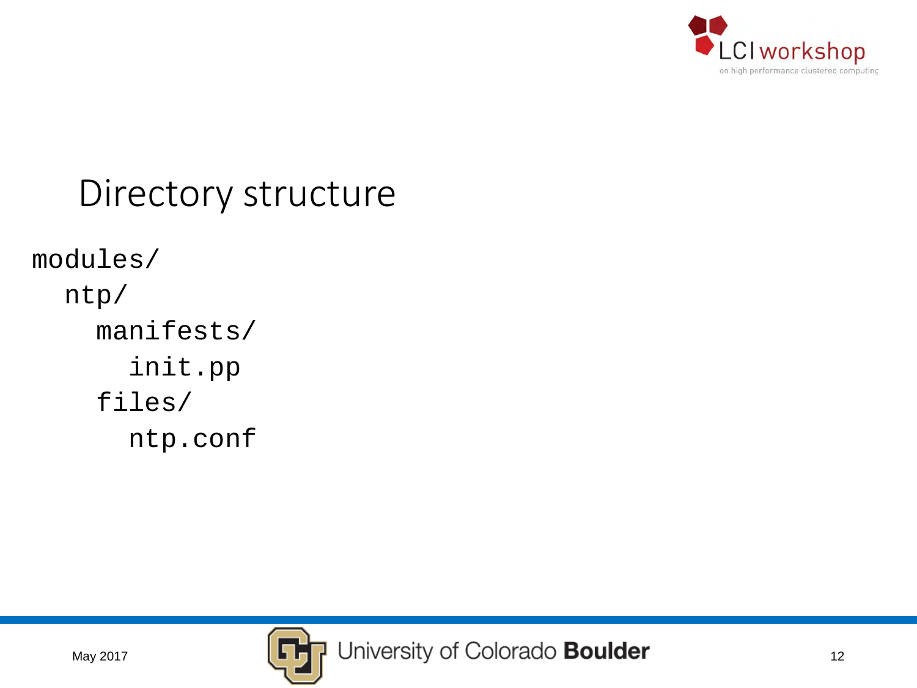# Directory structure

```
modules/
  ntp/
    manifests/
      init.pp
    files/
      ntp.conf
```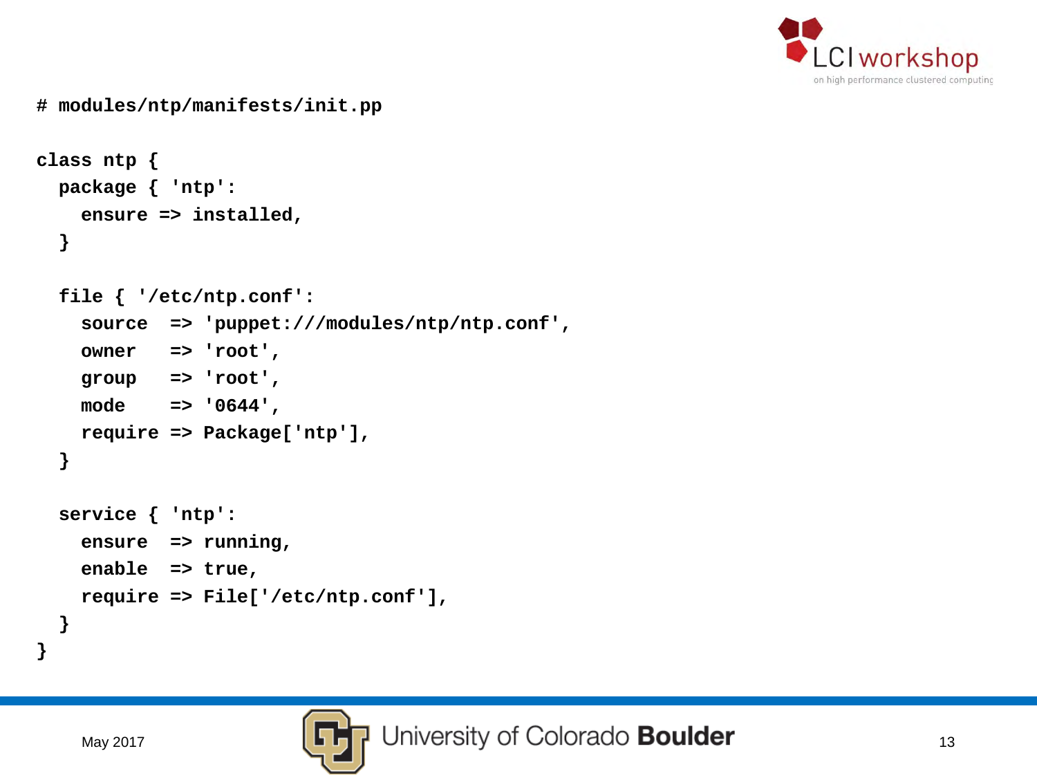```
# modules/ntp/manifests/init.pp

class ntp {
  package { 'ntp':
    ensure => installed,
  }

  file { '/etc/ntp.conf':
    source  => 'puppet:///modules/ntp/ntp.conf',
    owner   => 'root',
    group   => 'root',
    mode    => '0644',
    require => Package['ntp'],
  }

  service { 'ntp':
    ensure  => running,
    enable  => true,
    require => File['/etc/ntp.conf'],
  }
}
```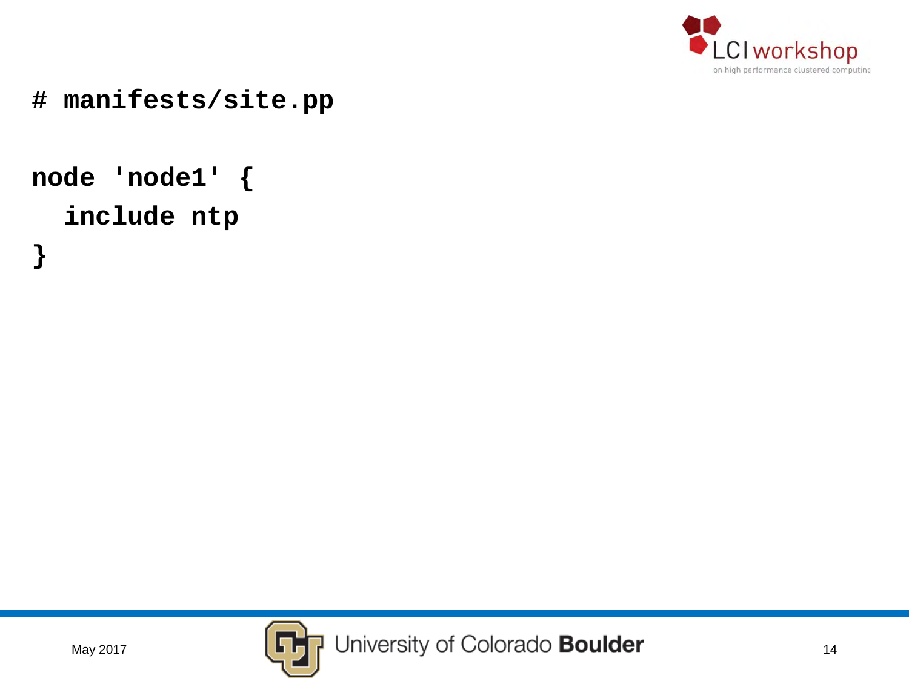```
# manifests/site.pp

node 'node1' {
  include ntp
}
```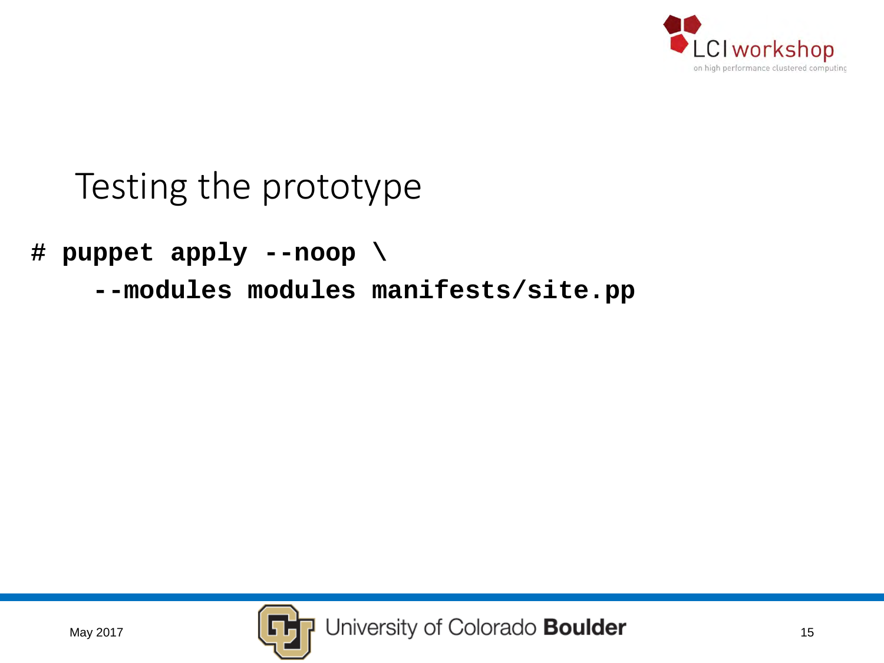# Testing the prototype

```
# puppet apply --noop \
    --modules modules manifests/site.pp
```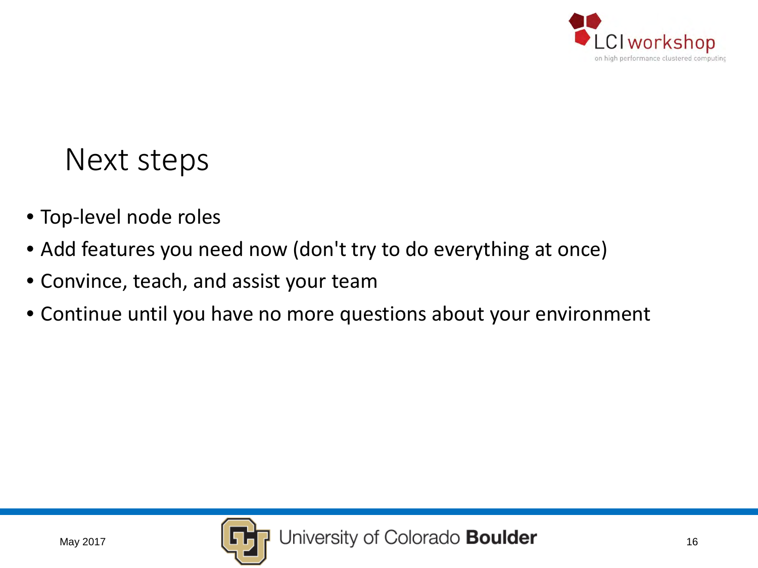# Next steps

- Top-level node roles
- Add features you need now (don't try to do everything at once)
- Convince, teach, and assist your team
- Continue until you have no more questions about your environment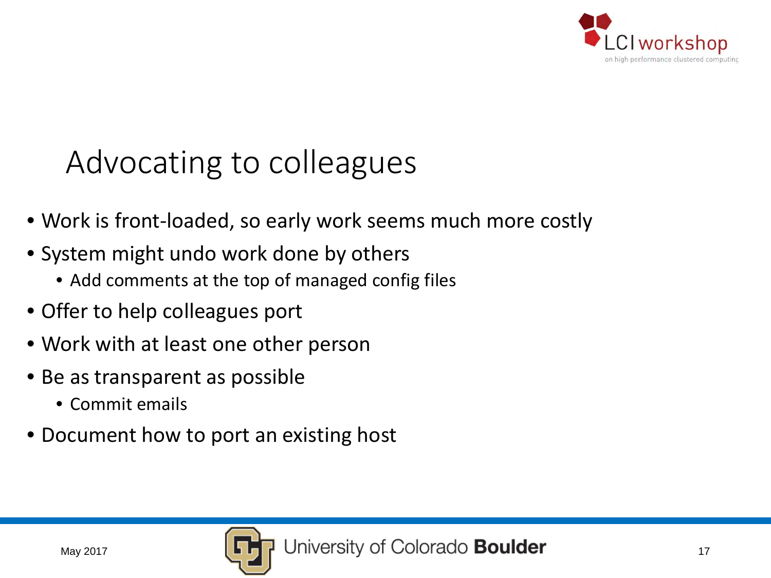# Advocating to colleagues

- Work is front-loaded, so early work seems much more costly
- System might undo work done by others
  - Add comments at the top of managed config files
- Offer to help colleagues port
- Work with at least one other person
- Be as transparent as possible
  - Commit emails
- Document how to port an existing host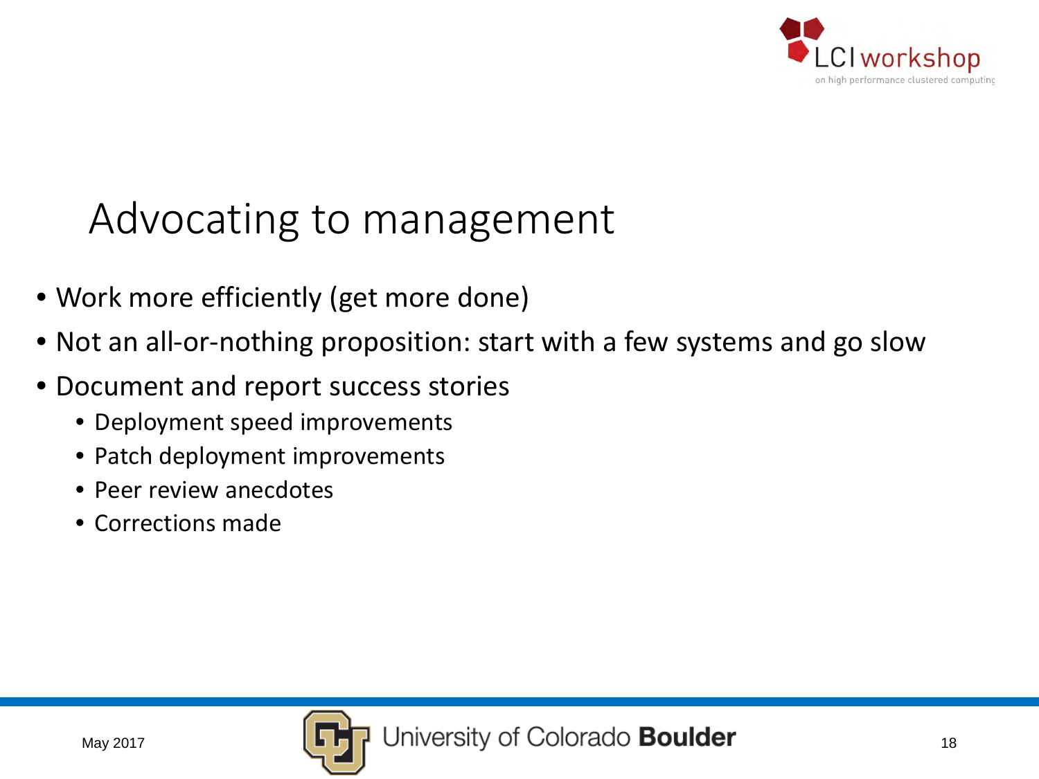# Advocating to management

- Work more efficiently (get more done)
- Not an all-or-nothing proposition: start with a few systems and go slow
- Document and report success stories
  - Deployment speed improvements
  - Patch deployment improvements
  - Peer review anecdotes
  - Corrections made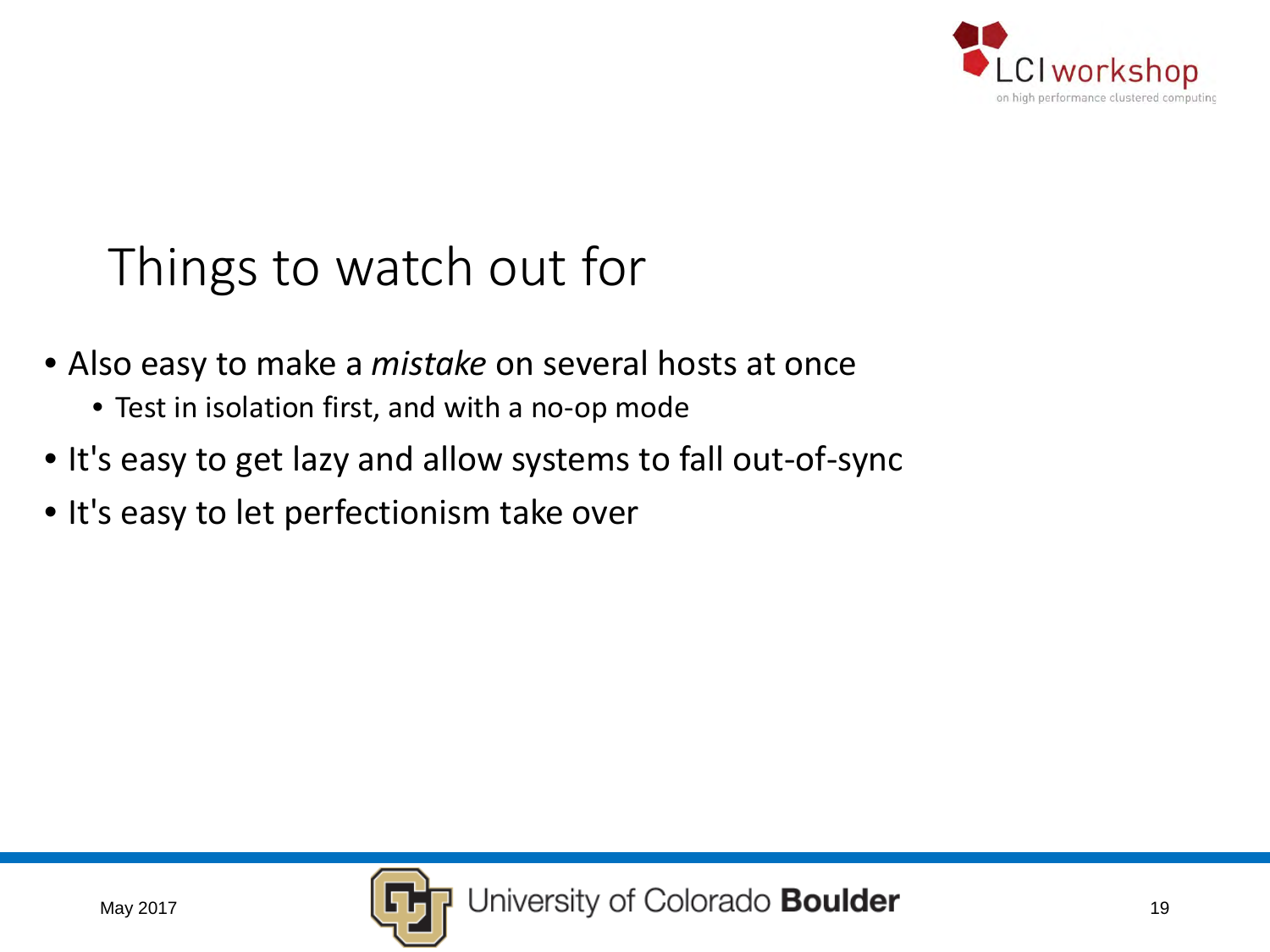# Things to watch out for

- Also easy to make a *mistake* on several hosts at once
  - Test in isolation first, and with a no-op mode
- It's easy to get lazy and allow systems to fall out-of-sync
- It's easy to let perfectionism take over